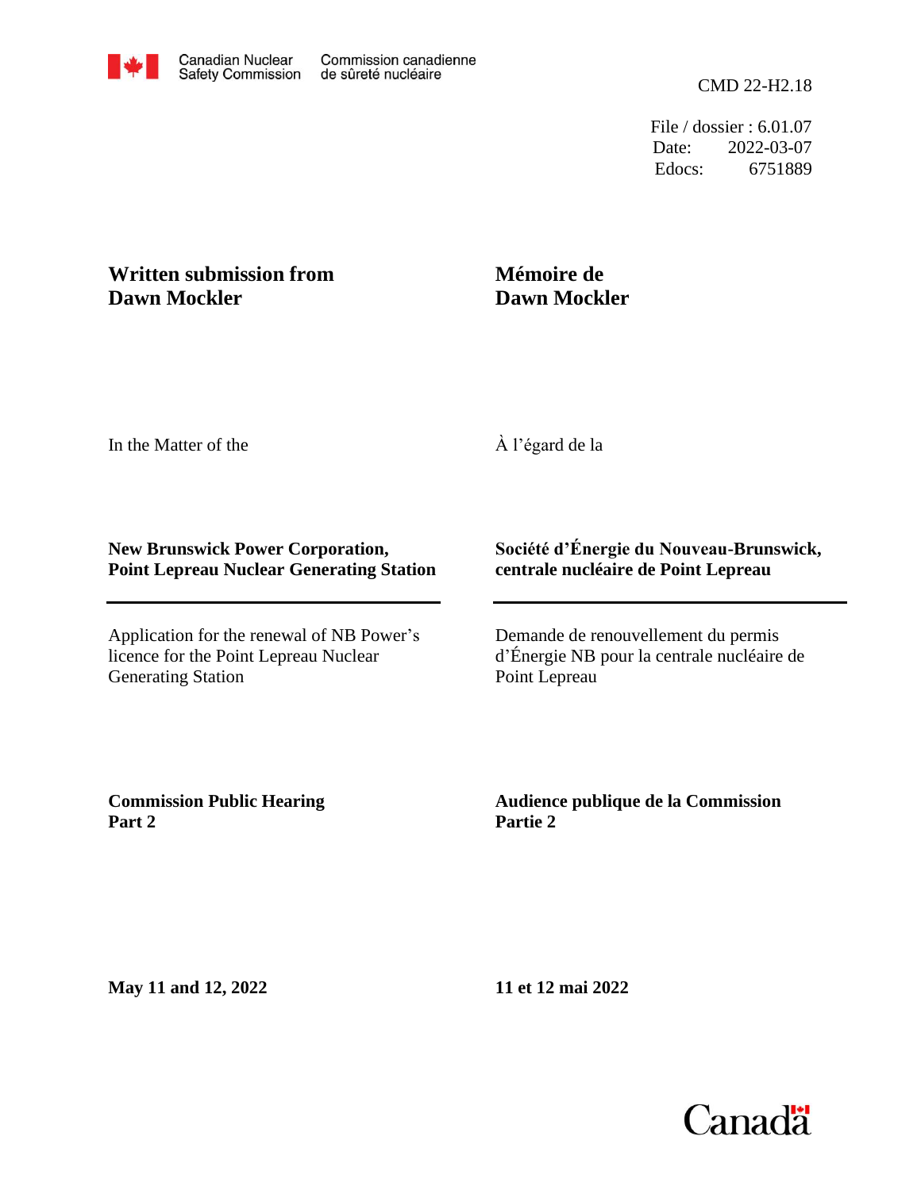Canadian Nuclear Safety Commission | Commission canadienne de sûreté nucléaire

CMD 22-H2.18

File / dossier : 6.01.07
Date: 2022-03-07
Edocs: 6751889

**Written submission from Dawn Mockler**

**Mémoire de Dawn Mockler**

In the Matter of the

À l'égard de la

**New Brunswick Power Corporation, Point Lepreau Nuclear Generating Station**

**Société d'Énergie du Nouveau-Brunswick, centrale nucléaire de Point Lepreau**

Application for the renewal of NB Power's licence for the Point Lepreau Nuclear Generating Station

Demande de renouvellement du permis d'Énergie NB pour la centrale nucléaire de Point Lepreau

**Commission Public Hearing Part 2**

**Audience publique de la Commission Partie 2**

**May 11 and 12, 2022**

**11 et 12 mai 2022**

Canada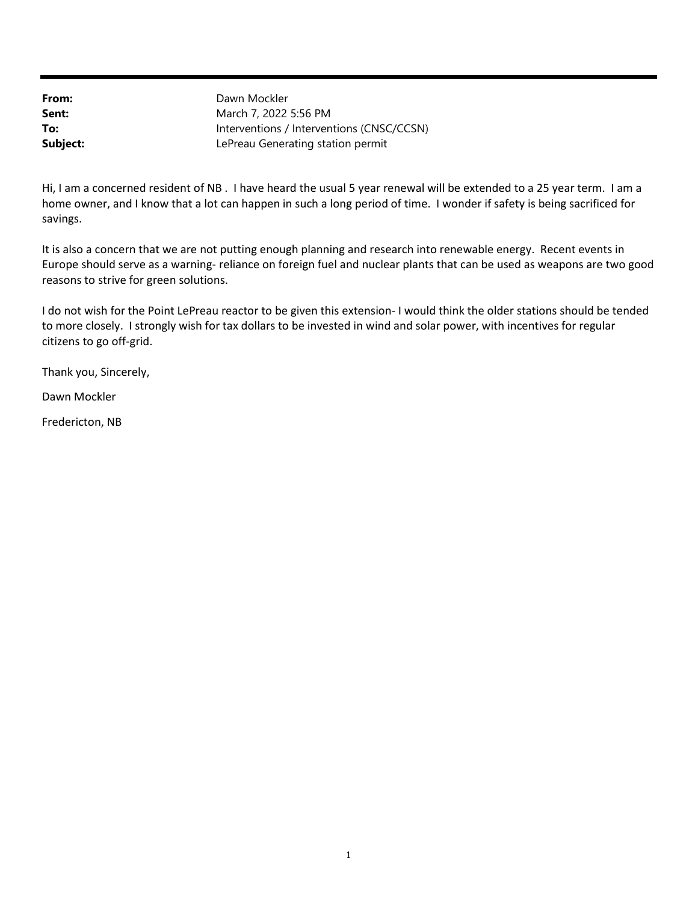| | |
|---|---|
| **From:** | Dawn Mockler |
| **Sent:** | March 7, 2022 5:56 PM |
| **To:** | Interventions / Interventions (CNSC/CCSN) |
| **Subject:** | LePreau Generating station permit |

Hi, I am a concerned resident of NB . I have heard the usual 5 year renewal will be extended to a 25 year term. I am a home owner, and I know that a lot can happen in such a long period of time. I wonder if safety is being sacrificed for savings.

It is also a concern that we are not putting enough planning and research into renewable energy. Recent events in Europe should serve as a warning- reliance on foreign fuel and nuclear plants that can be used as weapons are two good reasons to strive for green solutions.

I do not wish for the Point LePreau reactor to be given this extension- I would think the older stations should be tended to more closely. I strongly wish for tax dollars to be invested in wind and solar power, with incentives for regular citizens to go off-grid.

Thank you, Sincerely,

Dawn Mockler

Fredericton, NB